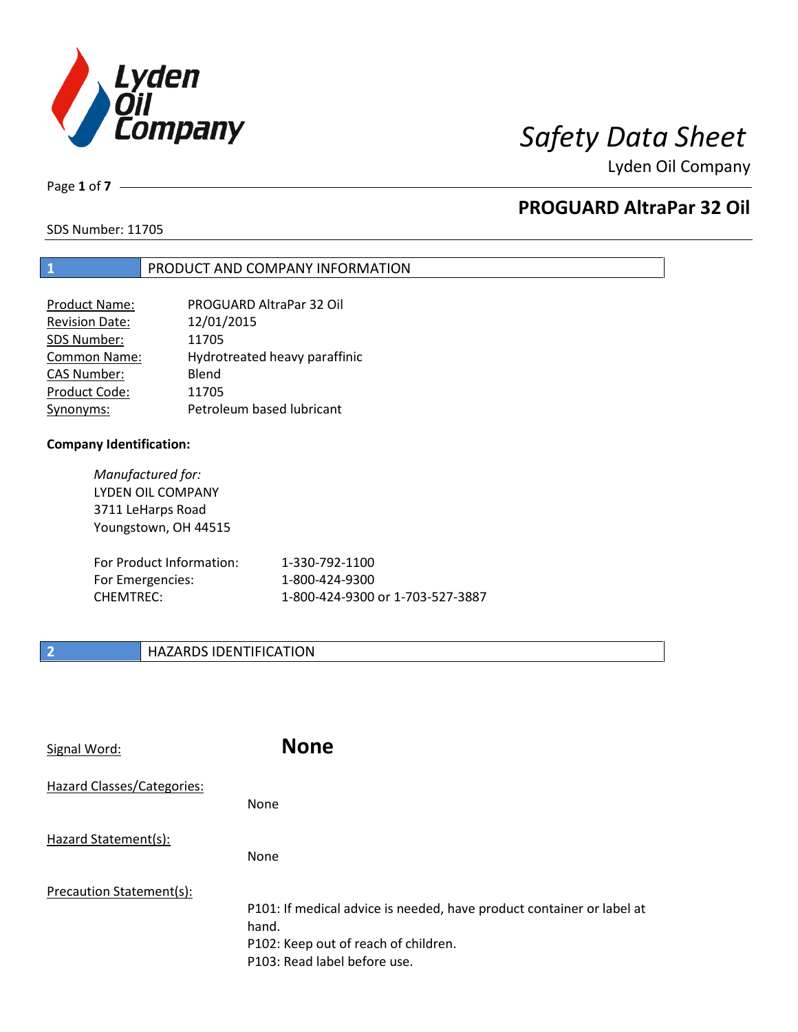# Safety Data Sheet

Lyden Oil Company

## PROGUARD AltraPar 32 Oil

SDS Number: 11705

## 1 PRODUCT AND COMPANY INFORMATION

| | |
|---|---|
| Product Name: | PROGUARD AltraPar 32 Oil |
| Revision Date: | 12/01/2015 |
| SDS Number: | 11705 |
| Common Name: | Hydrotreated heavy paraffinic |
| CAS Number: | Blend |
| Product Code: | 11705 |
| Synonyms: | Petroleum based lubricant |

**Company Identification:**

*Manufactured for:*
LYDEN OIL COMPANY
3711 LeHarps Road
Youngstown, OH 44515

| | |
|---|---|
| For Product Information: | 1-330-792-1100 |
| For Emergencies: | 1-800-424-9300 |
| CHEMTREC: | 1-800-424-9300 or 1-703-527-3887 |

## 2 HAZARDS IDENTIFICATION

Signal Word: **None**

Hazard Classes/Categories:

None

Hazard Statement(s):

None

Precaution Statement(s):

P101: If medical advice is needed, have product container or label at hand.
P102: Keep out of reach of children.
P103: Read label before use.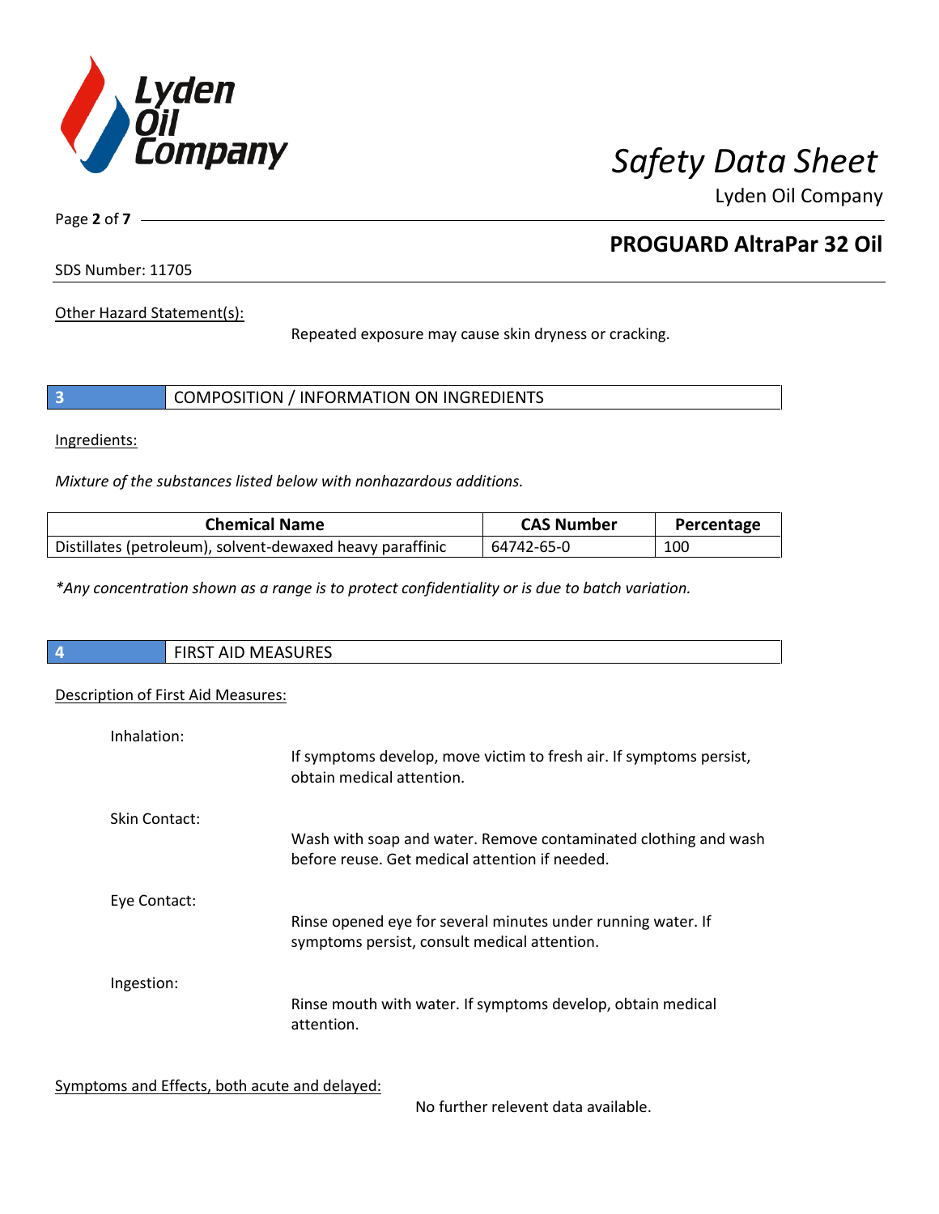Other Hazard Statement(s):

Repeated exposure may cause skin dryness or cracking.

## 3 COMPOSITION / INFORMATION ON INGREDIENTS

Ingredients:

*Mixture of the substances listed below with nonhazardous additions.*

| Chemical Name | CAS Number | Percentage |
|---|---|---|
| Distillates (petroleum), solvent-dewaxed heavy paraffinic | 64742-65-0 | 100 |

*\*Any concentration shown as a range is to protect confidentiality or is due to batch variation.*

## 4 FIRST AID MEASURES

Description of First Aid Measures:

Inhalation:

If symptoms develop, move victim to fresh air. If symptoms persist, obtain medical attention.

Skin Contact:

Wash with soap and water. Remove contaminated clothing and wash before reuse. Get medical attention if needed.

Eye Contact:

Rinse opened eye for several minutes under running water. If symptoms persist, consult medical attention.

Ingestion:

Rinse mouth with water. If symptoms develop, obtain medical attention.

Symptoms and Effects, both acute and delayed:

No further relevent data available.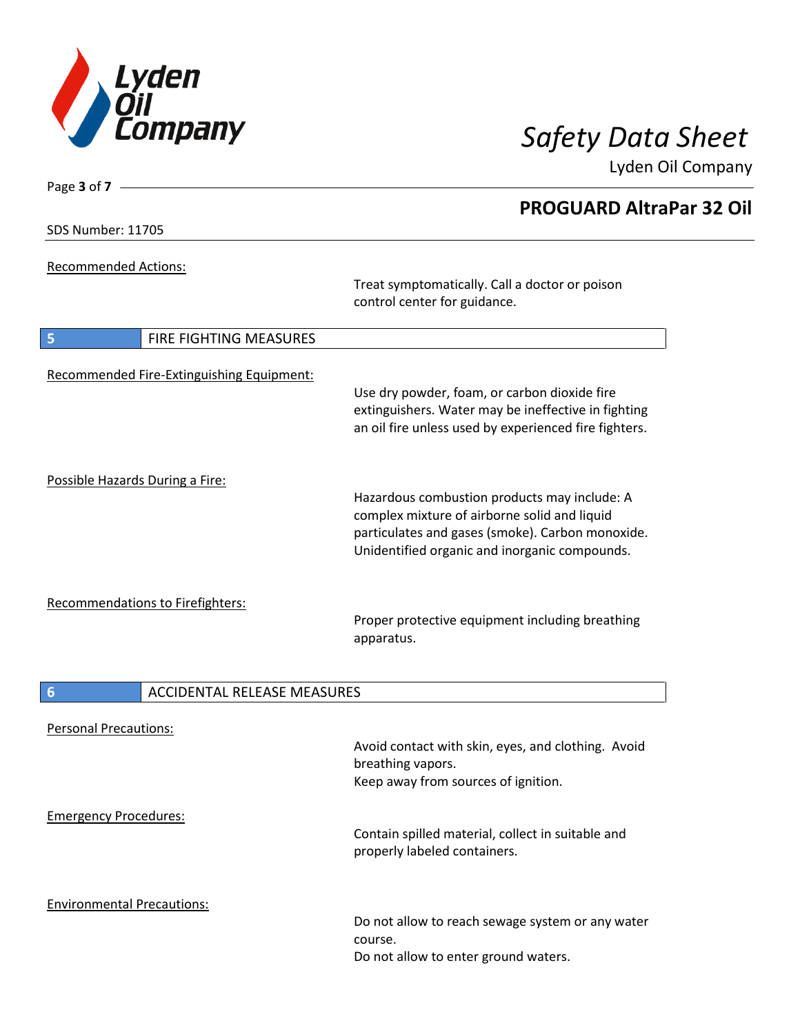Recommended Actions:

Treat symptomatically. Call a doctor or poison control center for guidance.

## 5 FIRE FIGHTING MEASURES

Recommended Fire-Extinguishing Equipment:

Use dry powder, foam, or carbon dioxide fire extinguishers. Water may be ineffective in fighting an oil fire unless used by experienced fire fighters.

Possible Hazards During a Fire:

Hazardous combustion products may include: A complex mixture of airborne solid and liquid particulates and gases (smoke). Carbon monoxide. Unidentified organic and inorganic compounds.

Recommendations to Firefighters:

Proper protective equipment including breathing apparatus.

## 6 ACCIDENTAL RELEASE MEASURES

Personal Precautions:

Avoid contact with skin, eyes, and clothing. Avoid breathing vapors.
Keep away from sources of ignition.

Emergency Procedures:

Contain spilled material, collect in suitable and properly labeled containers.

Environmental Precautions:

Do not allow to reach sewage system or any water course.
Do not allow to enter ground waters.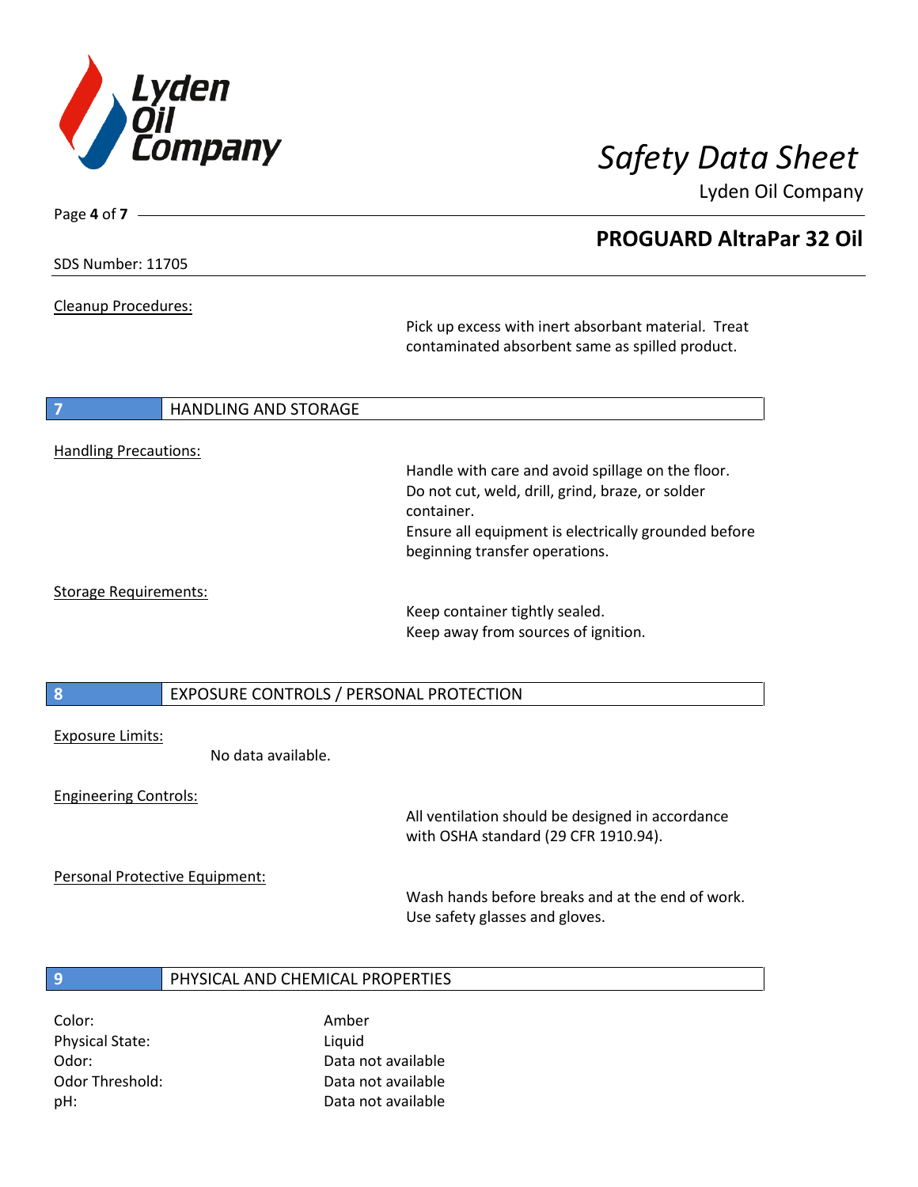Cleanup Procedures:

Pick up excess with inert absorbant material. Treat contaminated absorbent same as spilled product.

## 7 HANDLING AND STORAGE

Handling Precautions:

Handle with care and avoid spillage on the floor.
Do not cut, weld, drill, grind, braze, or solder container.
Ensure all equipment is electrically grounded before beginning transfer operations.

Storage Requirements:

Keep container tightly sealed.
Keep away from sources of ignition.

## 8 EXPOSURE CONTROLS / PERSONAL PROTECTION

Exposure Limits:

No data available.

Engineering Controls:

All ventilation should be designed in accordance with OSHA standard (29 CFR 1910.94).

Personal Protective Equipment:

Wash hands before breaks and at the end of work.
Use safety glasses and gloves.

## 9 PHYSICAL AND CHEMICAL PROPERTIES

| | |
|---|---|
| Color: | Amber |
| Physical State: | Liquid |
| Odor: | Data not available |
| Odor Threshold: | Data not available |
| pH: | Data not available |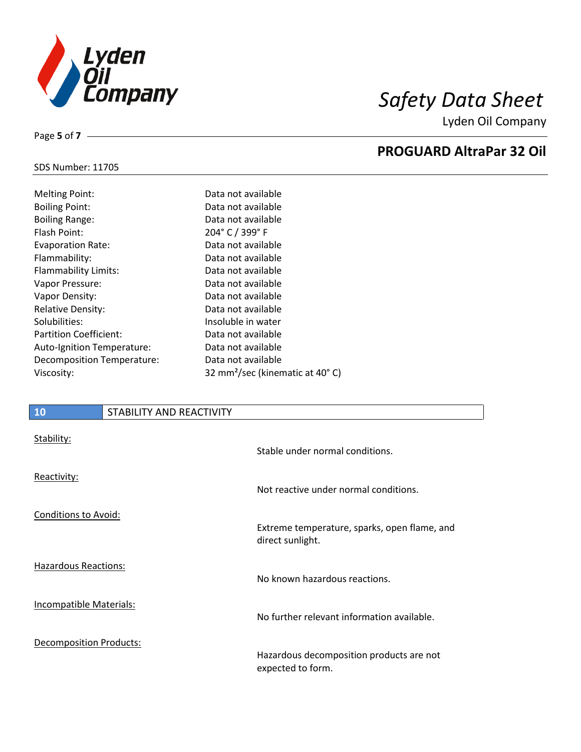SDS Number: 11705

| Property | Value |
| --- | --- |
| Melting Point: | Data not available |
| Boiling Point: | Data not available |
| Boiling Range: | Data not available |
| Flash Point: | 204° C / 399° F |
| Evaporation Rate: | Data not available |
| Flammability: | Data not available |
| Flammability Limits: | Data not available |
| Vapor Pressure: | Data not available |
| Vapor Density: | Data not available |
| Relative Density: | Data not available |
| Solubilities: | Insoluble in water |
| Partition Coefficient: | Data not available |
| Auto-Ignition Temperature: | Data not available |
| Decomposition Temperature: | Data not available |
| Viscosity: | 32 $mm^2$/sec (kinematic at 40° C) |

## 10 STABILITY AND REACTIVITY

Stability:

Stable under normal conditions.

Reactivity:

Not reactive under normal conditions.

Conditions to Avoid:

Extreme temperature, sparks, open flame, and direct sunlight.

Hazardous Reactions:

No known hazardous reactions.

Incompatible Materials:

No further relevant information available.

Decomposition Products:

Hazardous decomposition products are not expected to form.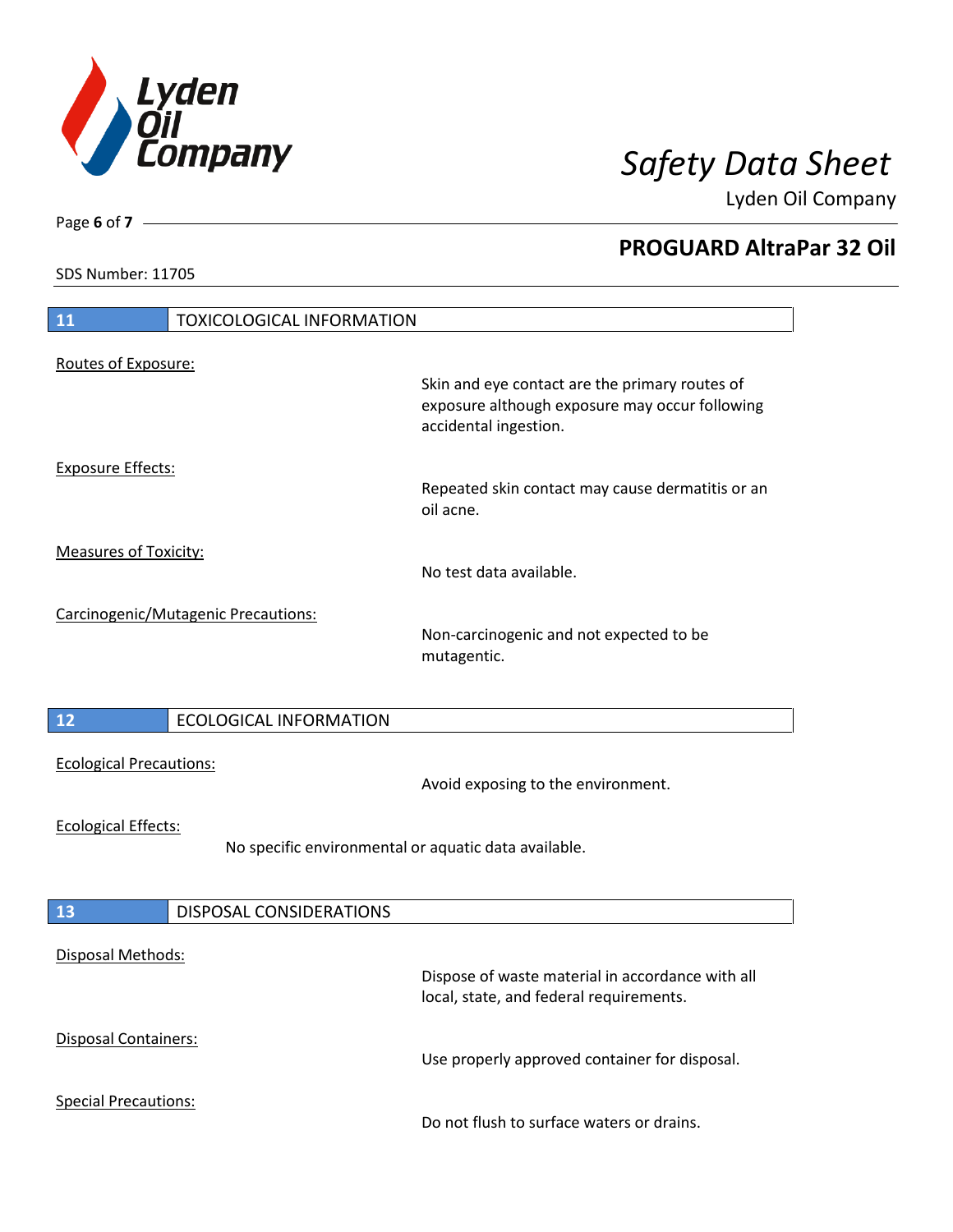## 11 TOXICOLOGICAL INFORMATION

Routes of Exposure:

Skin and eye contact are the primary routes of exposure although exposure may occur following accidental ingestion.

Exposure Effects:

Repeated skin contact may cause dermatitis or an oil acne.

Measures of Toxicity:

No test data available.

Carcinogenic/Mutagenic Precautions:

Non-carcinogenic and not expected to be mutagentic.

## 12 ECOLOGICAL INFORMATION

Ecological Precautions:

Avoid exposing to the environment.

Ecological Effects:

No specific environmental or aquatic data available.

## 13 DISPOSAL CONSIDERATIONS

Disposal Methods:

Dispose of waste material in accordance with all local, state, and federal requirements.

Disposal Containers:

Use properly approved container for disposal.

Special Precautions:

Do not flush to surface waters or drains.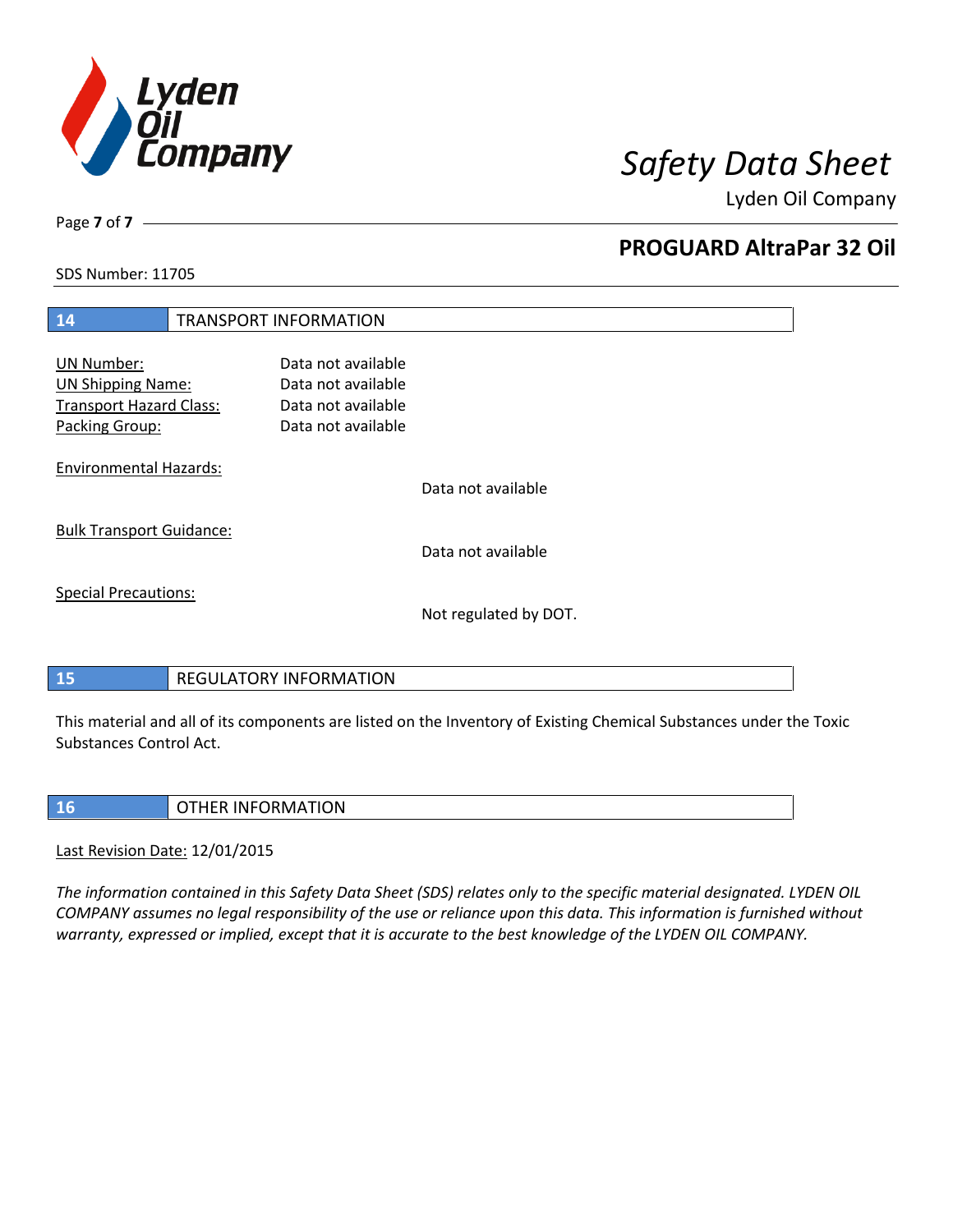## 14 TRANSPORT INFORMATION

| | |
|---|---|
| UN Number: | Data not available |
| UN Shipping Name: | Data not available |
| Transport Hazard Class: | Data not available |
| Packing Group: | Data not available |

Environmental Hazards:

Data not available

Bulk Transport Guidance:

Data not available

Special Precautions:

Not regulated by DOT.

## 15 REGULATORY INFORMATION

This material and all of its components are listed on the Inventory of Existing Chemical Substances under the Toxic Substances Control Act.

## 16 OTHER INFORMATION

Last Revision Date: 12/01/2015

*The information contained in this Safety Data Sheet (SDS) relates only to the specific material designated. LYDEN OIL COMPANY assumes no legal responsibility of the use or reliance upon this data. This information is furnished without warranty, expressed or implied, except that it is accurate to the best knowledge of the LYDEN OIL COMPANY.*